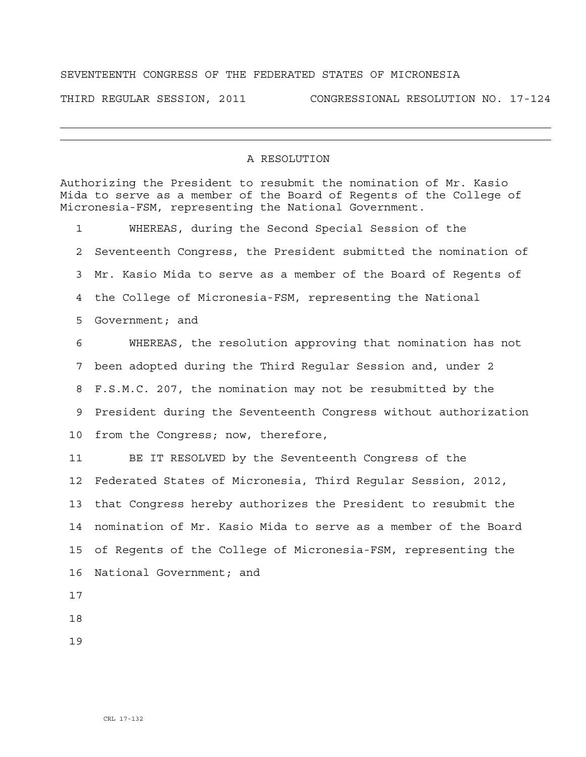SEVENTEENTH CONGRESS OF THE FEDERATED STATES OF MICRONESIA

THIRD REGULAR SESSION, 2011 CONGRESSIONAL RESOLUTION NO. 17-124

---

## A RESOLUTION

Authorizing the President to resubmit the nomination of Mr. Kasio Mida to serve as a member of the Board of Regents of the College of Micronesia-FSM, representing the National Government.

WHEREAS, during the Second Special Session of the Seventeenth Congress, the President submitted the nomination of Mr. Kasio Mida to serve as a member of the Board of Regents of the College of Micronesia-FSM, representing the National Government; and

WHEREAS, the resolution approving that nomination has not been adopted during the Third Regular Session and, under 2 F.S.M.C. 207, the nomination may not be resubmitted by the President during the Seventeenth Congress without authorization from the Congress; now, therefore,

BE IT RESOLVED by the Seventeenth Congress of the Federated States of Micronesia, Third Regular Session, 2012, that Congress hereby authorizes the President to resubmit the nomination of Mr. Kasio Mida to serve as a member of the Board of Regents of the College of Micronesia-FSM, representing the National Government; and

CRL 17-132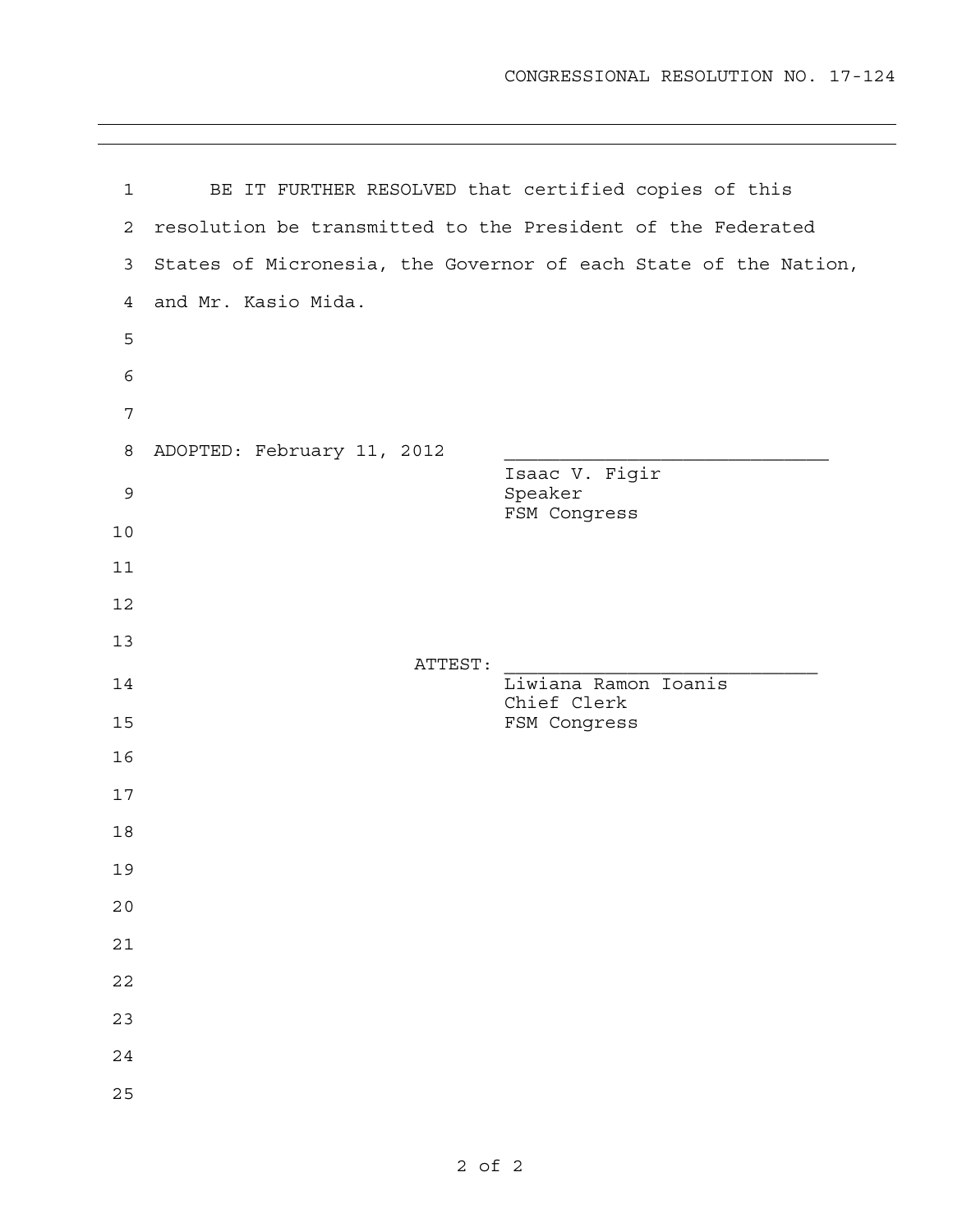BE IT FURTHER RESOLVED that certified copies of this resolution be transmitted to the President of the Federated States of Micronesia, the Governor of each State of the Nation, and Mr. Kasio Mida.

ADOPTED: February 11, 2012

\_\_\_\_\_\_\_\_\_\_\_\_\_\_\_\_\_\_\_\_\_\_\_\_\_\_\_\_\_\_
Isaac V. Figir
Speaker
FSM Congress

ATTEST: \_\_\_\_\_\_\_\_\_\_\_\_\_\_\_\_\_\_\_\_\_\_\_\_\_\_\_\_\_\_
Liwiana Ramon Ioanis
Chief Clerk
FSM Congress